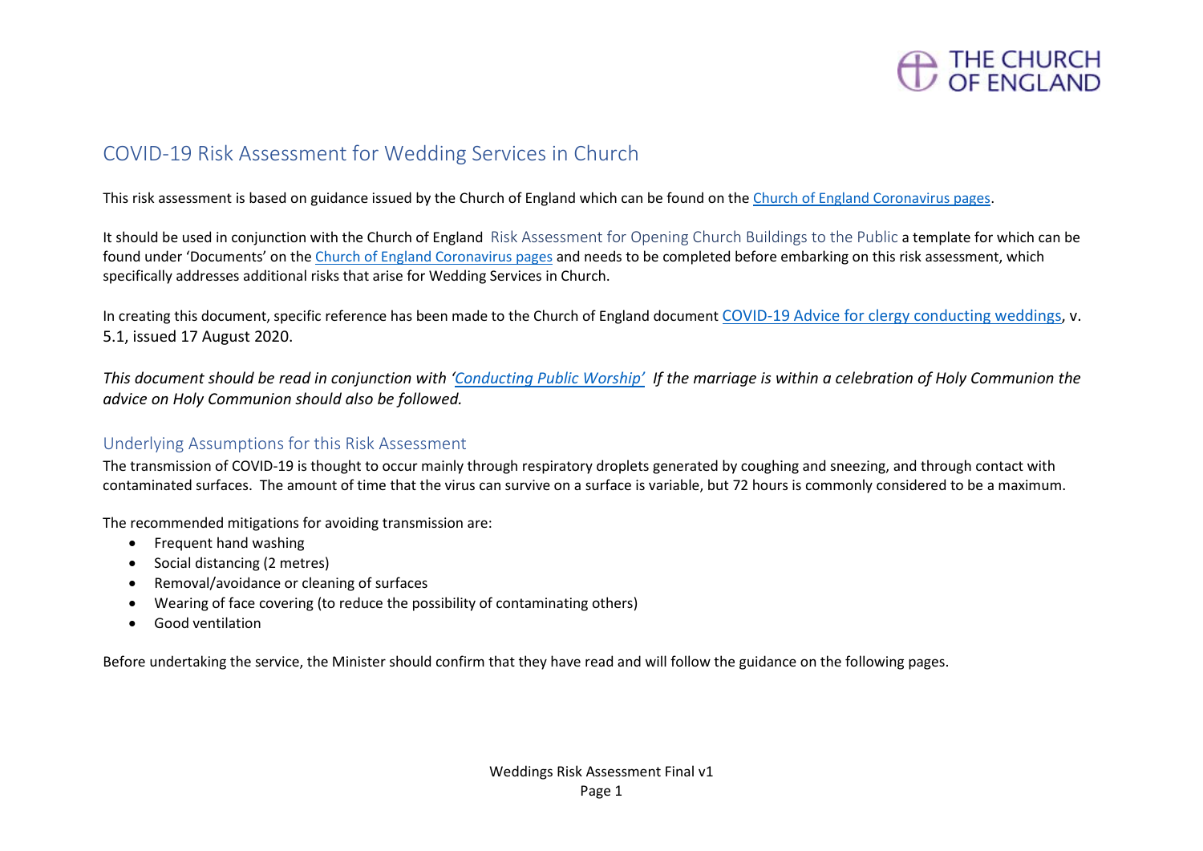THE CHURCH OF ENGLAND

# COVID-19 Risk Assessment for Wedding Services in Church

This risk assessment is based on guidance issued by the Church of England which can be found on the Church of England Coronavirus pages.

It should be used in conjunction with the Church of England Risk Assessment for Opening Church Buildings to the Public a template for which can be found under 'Documents' on the Church of England Coronavirus pages and needs to be completed before embarking on this risk assessment, which specifically addresses additional risks that arise for Wedding Services in Church.

In creating this document, specific reference has been made to the Church of England document COVID-19 Advice for clergy conducting weddings, v. 5.1, issued 17 August 2020.

*This document should be read in conjunction with 'Conducting Public Worship' If the marriage is within a celebration of Holy Communion the advice on Holy Communion should also be followed.*

## Underlying Assumptions for this Risk Assessment

The transmission of COVID-19 is thought to occur mainly through respiratory droplets generated by coughing and sneezing, and through contact with contaminated surfaces. The amount of time that the virus can survive on a surface is variable, but 72 hours is commonly considered to be a maximum.

The recommended mitigations for avoiding transmission are:

- Frequent hand washing
- Social distancing (2 metres)
- Removal/avoidance or cleaning of surfaces
- Wearing of face covering (to reduce the possibility of contaminating others)
- Good ventilation

Before undertaking the service, the Minister should confirm that they have read and will follow the guidance on the following pages.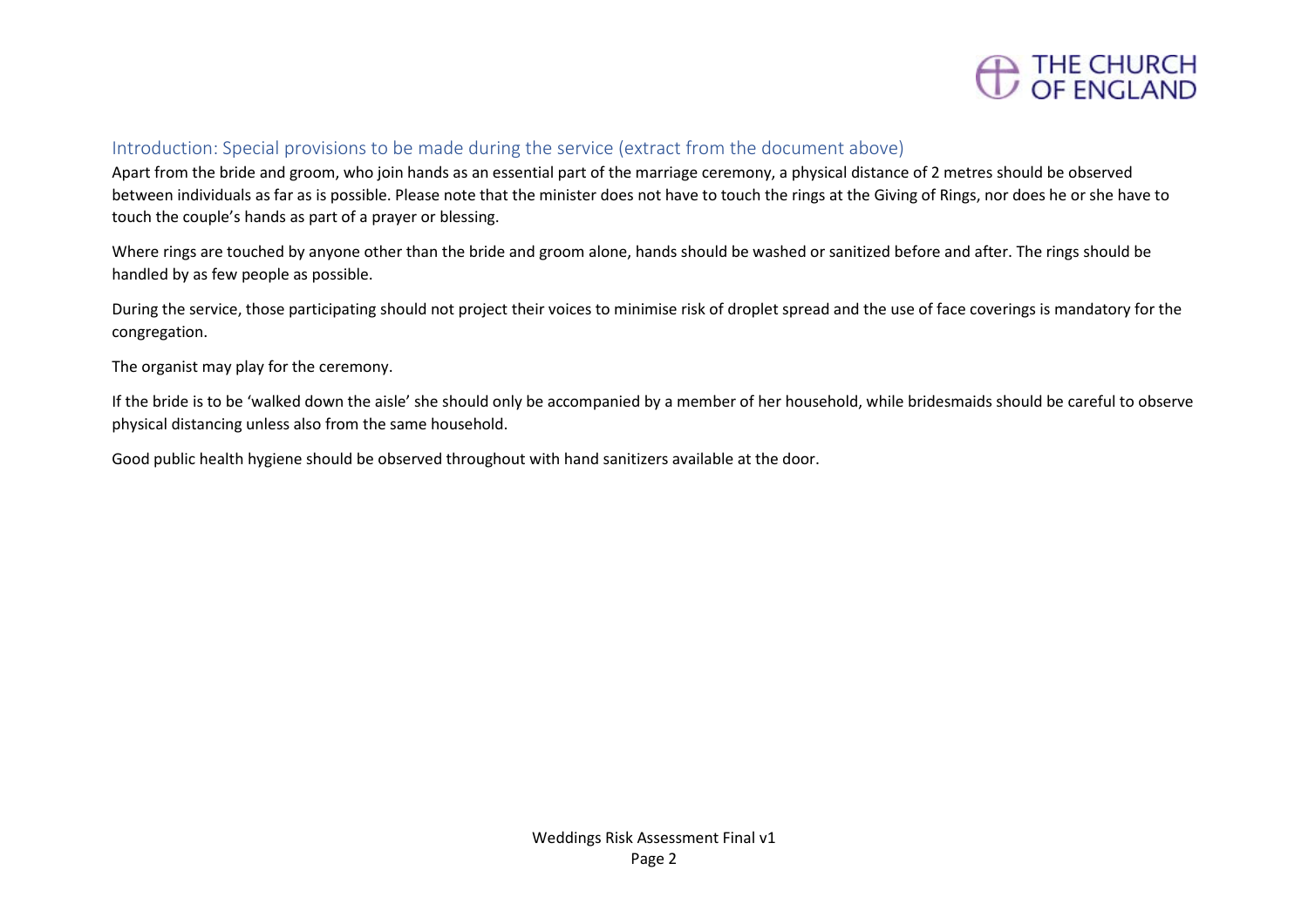## Introduction: Special provisions to be made during the service (extract from the document above)

Apart from the bride and groom, who join hands as an essential part of the marriage ceremony, a physical distance of 2 metres should be observed between individuals as far as is possible. Please note that the minister does not have to touch the rings at the Giving of Rings, nor does he or she have to touch the couple's hands as part of a prayer or blessing.

Where rings are touched by anyone other than the bride and groom alone, hands should be washed or sanitized before and after. The rings should be handled by as few people as possible.

During the service, those participating should not project their voices to minimise risk of droplet spread and the use of face coverings is mandatory for the congregation.

The organist may play for the ceremony.

If the bride is to be 'walked down the aisle' she should only be accompanied by a member of her household, while bridesmaids should be careful to observe physical distancing unless also from the same household.

Good public health hygiene should be observed throughout with hand sanitizers available at the door.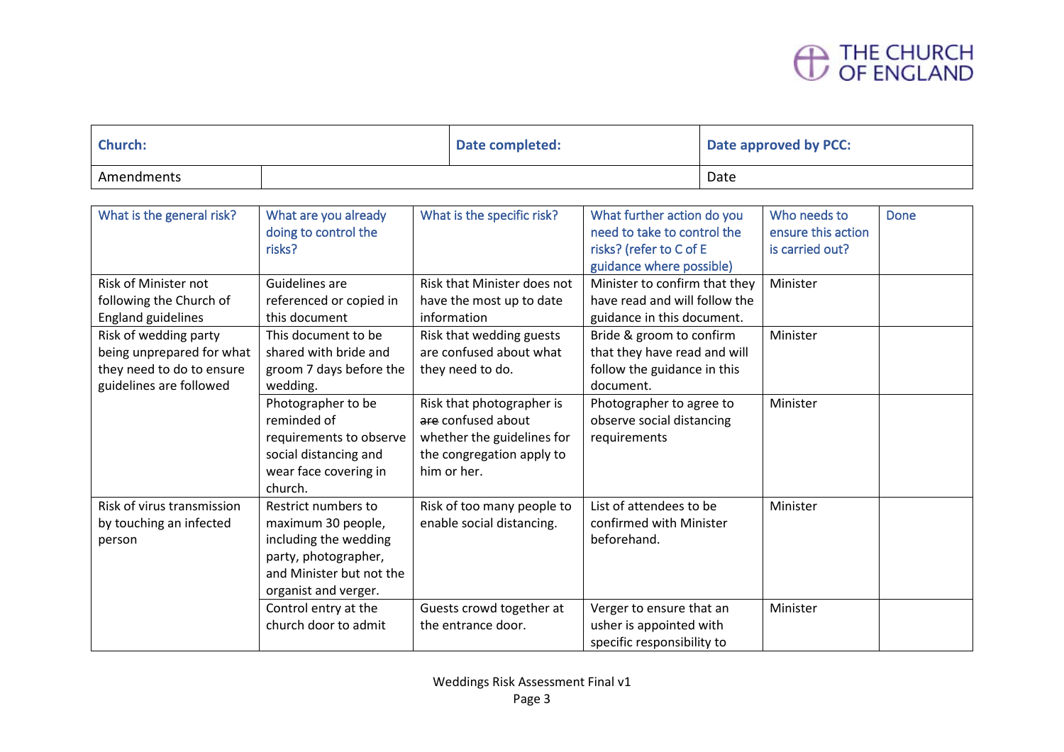THE CHURCH OF ENGLAND

| Church: | | Date completed: | Date approved by PCC: |
|---|---|---|---|
| Amendments | | | Date |

| What is the general risk? | What are you already doing to control the risks? | What is the specific risk? | What further action do you need to take to control the risks? (refer to C of E guidance where possible) | Who needs to ensure this action is carried out? | Done |
|---|---|---|---|---|---|
| Risk of Minister not following the Church of England guidelines | Guidelines are referenced or copied in this document | Risk that Minister does not have the most up to date information | Minister to confirm that they have read and will follow the guidance in this document. | Minister | |
| Risk of wedding party being unprepared for what they need to do to ensure guidelines are followed | This document to be shared with bride and groom 7 days before the wedding. | Risk that wedding guests are confused about what they need to do. | Bride & groom to confirm that they have read and will follow the guidance in this document. | Minister | |
| | Photographer to be reminded of requirements to observe social distancing and wear face covering in church. | Risk that photographer is ~~are~~ confused about whether the guidelines for the congregation apply to him or her. | Photographer to agree to observe social distancing requirements | Minister | |
| Risk of virus transmission by touching an infected person | Restrict numbers to maximum 30 people, including the wedding party, photographer, and Minister but not the organist and verger. | Risk of too many people to enable social distancing. | List of attendees to be confirmed with Minister beforehand. | Minister | |
| | Control entry at the church door to admit | Guests crowd together at the entrance door. | Verger to ensure that an usher is appointed with specific responsibility to | Minister | |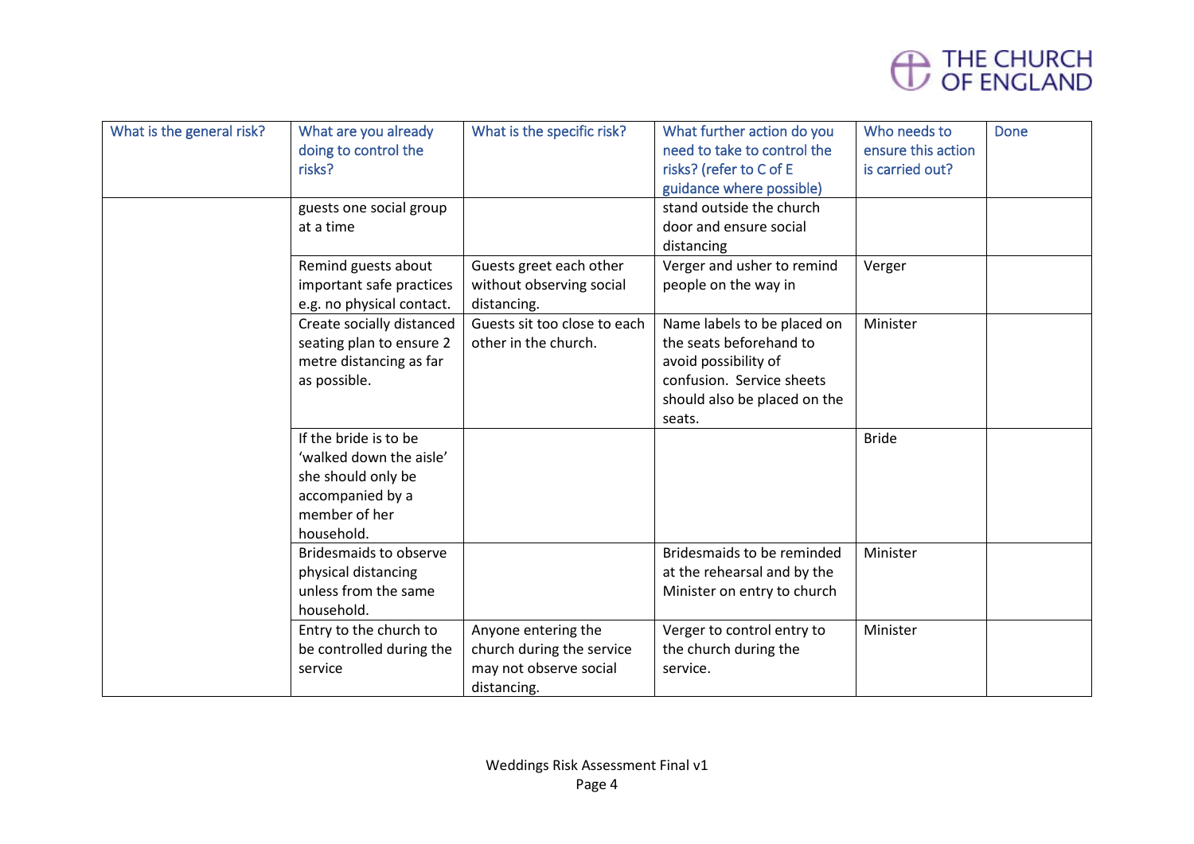| What is the general risk? | What are you already doing to control the risks? | What is the specific risk? | What further action do you need to take to control the risks? (refer to C of E guidance where possible) | Who needs to ensure this action is carried out? | Done |
|---|---|---|---|---|---|
| | guests one social group at a time | | stand outside the church door and ensure social distancing | | |
| | Remind guests about important safe practices e.g. no physical contact. | Guests greet each other without observing social distancing. | Verger and usher to remind people on the way in | Verger | |
| | Create socially distanced seating plan to ensure 2 metre distancing as far as possible. | Guests sit too close to each other in the church. | Name labels to be placed on the seats beforehand to avoid possibility of confusion. Service sheets should also be placed on the seats. | Minister | |
| | If the bride is to be 'walked down the aisle' she should only be accompanied by a member of her household. | | | Bride | |
| | Bridesmaids to observe physical distancing unless from the same household. | | Bridesmaids to be reminded at the rehearsal and by the Minister on entry to church | Minister | |
| | Entry to the church to be controlled during the service | Anyone entering the church during the service may not observe social distancing. | Verger to control entry to the church during the service. | Minister | |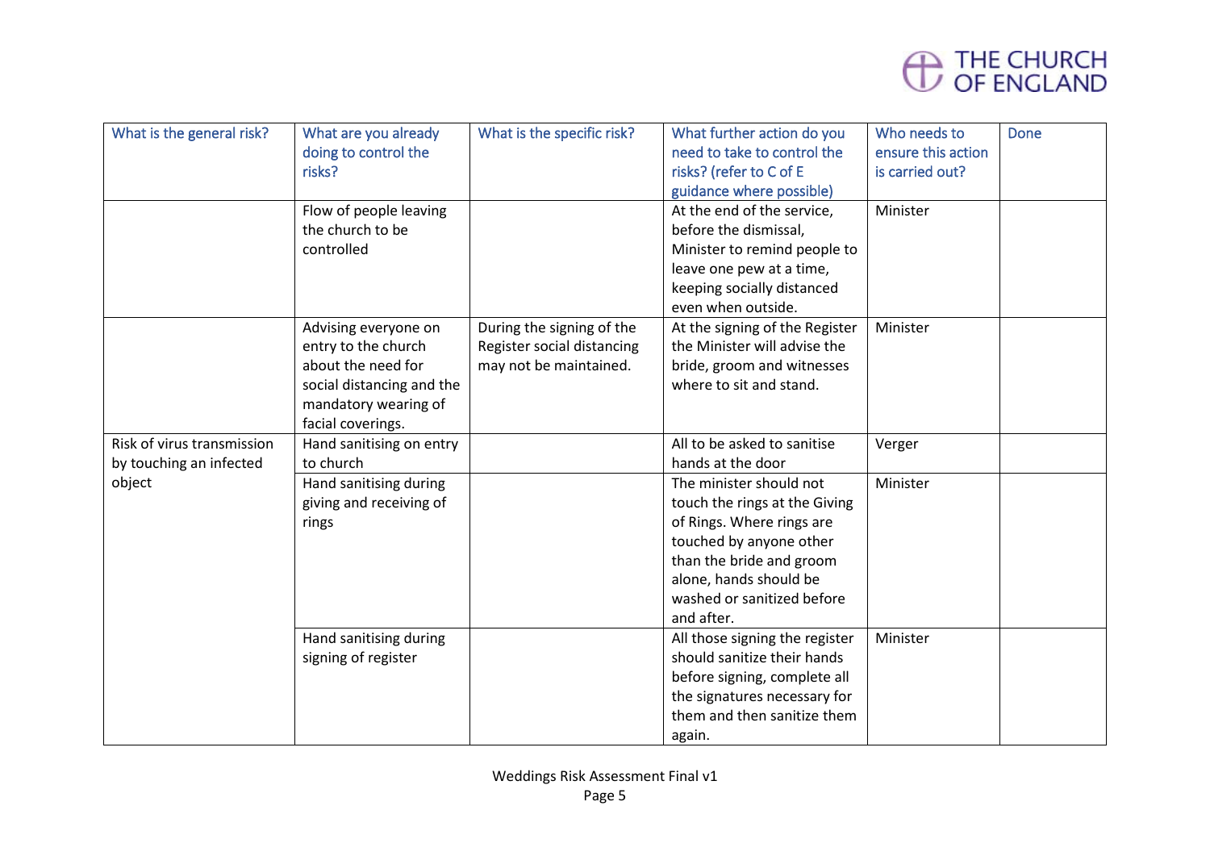| What is the general risk? | What are you already doing to control the risks? | What is the specific risk? | What further action do you need to take to control the risks? (refer to C of E guidance where possible) | Who needs to ensure this action is carried out? | Done |
|---|---|---|---|---|---|
| | Flow of people leaving the church to be controlled | | At the end of the service, before the dismissal, Minister to remind people to leave one pew at a time, keeping socially distanced even when outside. | Minister | |
| | Advising everyone on entry to the church about the need for social distancing and the mandatory wearing of facial coverings. | During the signing of the Register social distancing may not be maintained. | At the signing of the Register the Minister will advise the bride, groom and witnesses where to sit and stand. | Minister | |
| Risk of virus transmission by touching an infected object | Hand sanitising on entry to church | | All to be asked to sanitise hands at the door | Verger | |
| | Hand sanitising during giving and receiving of rings | | The minister should not touch the rings at the Giving of Rings. Where rings are touched by anyone other than the bride and groom alone, hands should be washed or sanitized before and after. | Minister | |
| | Hand sanitising during signing of register | | All those signing the register should sanitize their hands before signing, complete all the signatures necessary for them and then sanitize them again. | Minister | |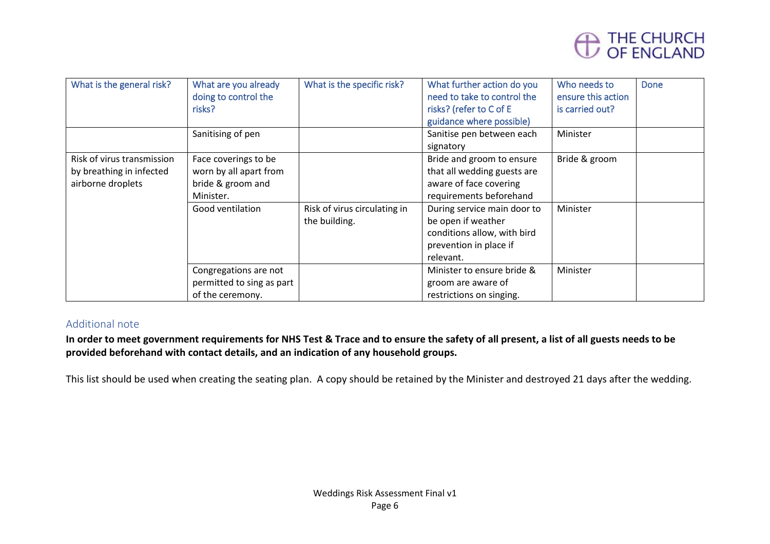| What is the general risk? | What are you already doing to control the risks? | What is the specific risk? | What further action do you need to take to control the risks? (refer to C of E guidance where possible) | Who needs to ensure this action is carried out? | Done |
|---|---|---|---|---|---|
| | Sanitising of pen | | Sanitise pen between each signatory | Minister | |
| Risk of virus transmission by breathing in infected airborne droplets | Face coverings to be worn by all apart from bride & groom and Minister. | | Bride and groom to ensure that all wedding guests are aware of face covering requirements beforehand | Bride & groom | |
| | Good ventilation | Risk of virus circulating in the building. | During service main door to be open if weather conditions allow, with bird prevention in place if relevant. | Minister | |
| | Congregations are not permitted to sing as part of the ceremony. | | Minister to ensure bride & groom are aware of restrictions on singing. | Minister | |

## Additional note

**In order to meet government requirements for NHS Test & Trace and to ensure the safety of all present, a list of all guests needs to be provided beforehand with contact details, and an indication of any household groups.**

This list should be used when creating the seating plan. A copy should be retained by the Minister and destroyed 21 days after the wedding.